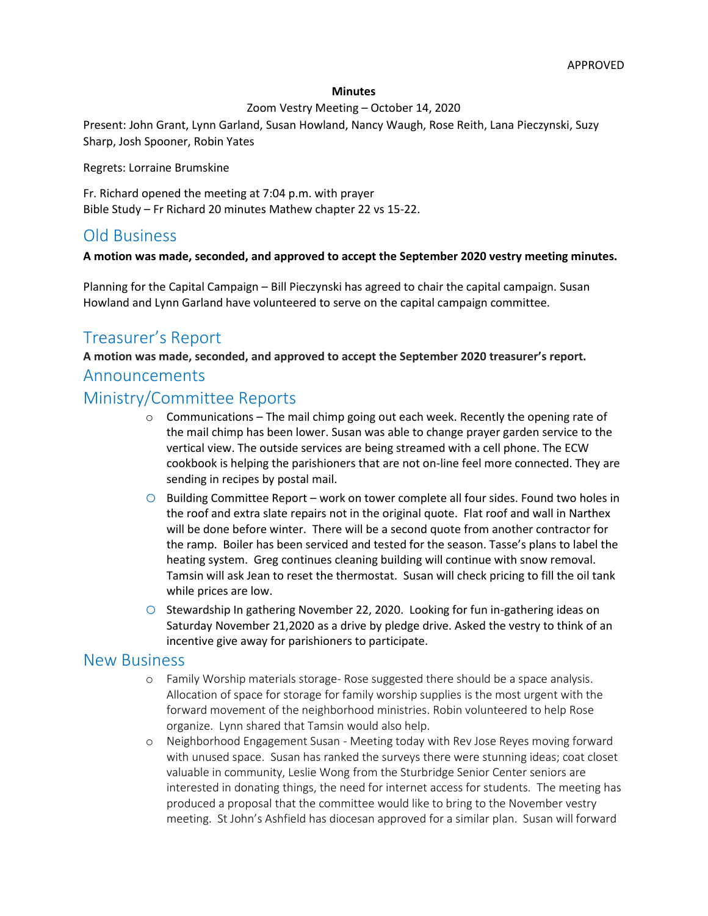APPROVED

**Minutes**

Zoom Vestry Meeting – October 14, 2020

Present: John Grant, Lynn Garland, Susan Howland, Nancy Waugh, Rose Reith, Lana Pieczynski, Suzy Sharp, Josh Spooner, Robin Yates

Regrets: Lorraine Brumskine

Fr. Richard opened the meeting at 7:04 p.m. with prayer
Bible Study – Fr Richard 20 minutes Mathew chapter 22 vs 15-22.

## Old Business

**A motion was made, seconded, and approved to accept the September 2020 vestry meeting minutes.**

Planning for the Capital Campaign – Bill Pieczynski has agreed to chair the capital campaign. Susan Howland and Lynn Garland have volunteered to serve on the capital campaign committee.

## Treasurer's Report

**A motion was made, seconded, and approved to accept the September 2020 treasurer's report.**

## Announcements

## Ministry/Committee Reports

- Communications – The mail chimp going out each week. Recently the opening rate of the mail chimp has been lower. Susan was able to change prayer garden service to the vertical view. The outside services are being streamed with a cell phone. The ECW cookbook is helping the parishioners that are not on-line feel more connected. They are sending in recipes by postal mail.
- Building Committee Report – work on tower complete all four sides. Found two holes in the roof and extra slate repairs not in the original quote. Flat roof and wall in Narthex will be done before winter. There will be a second quote from another contractor for the ramp. Boiler has been serviced and tested for the season. Tasse's plans to label the heating system. Greg continues cleaning building will continue with snow removal. Tamsin will ask Jean to reset the thermostat. Susan will check pricing to fill the oil tank while prices are low.
- Stewardship In gathering November 22, 2020. Looking for fun in-gathering ideas on Saturday November 21,2020 as a drive by pledge drive. Asked the vestry to think of an incentive give away for parishioners to participate.

## New Business

- Family Worship materials storage- Rose suggested there should be a space analysis. Allocation of space for storage for family worship supplies is the most urgent with the forward movement of the neighborhood ministries. Robin volunteered to help Rose organize. Lynn shared that Tamsin would also help.
- Neighborhood Engagement Susan - Meeting today with Rev Jose Reyes moving forward with unused space. Susan has ranked the surveys there were stunning ideas; coat closet valuable in community, Leslie Wong from the Sturbridge Senior Center seniors are interested in donating things, the need for internet access for students. The meeting has produced a proposal that the committee would like to bring to the November vestry meeting. St John's Ashfield has diocesan approved for a similar plan. Susan will forward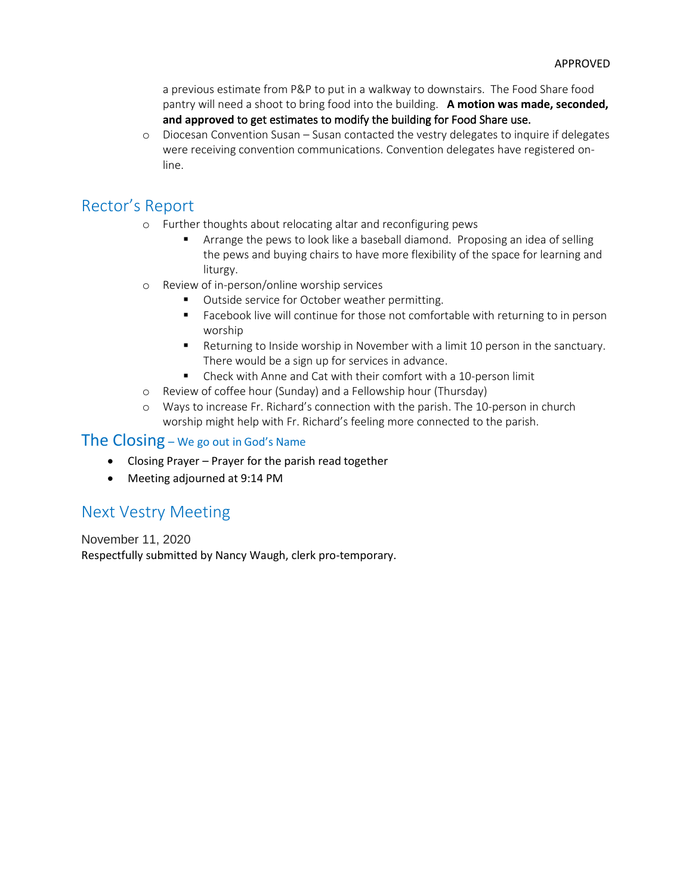APPROVED

  a previous estimate from P&P to put in a walkway to downstairs. The Food Share food pantry will need a shoot to bring food into the building. **A motion was made, seconded, and approved to get estimates to modify the building for Food Share use.**
- Diocesan Convention Susan – Susan contacted the vestry delegates to inquire if delegates were receiving convention communications. Convention delegates have registered on-line.

## Rector's Report

- Further thoughts about relocating altar and reconfiguring pews
  - Arrange the pews to look like a baseball diamond. Proposing an idea of selling the pews and buying chairs to have more flexibility of the space for learning and liturgy.
- Review of in-person/online worship services
  - Outside service for October weather permitting.
  - Facebook live will continue for those not comfortable with returning to in person worship
  - Returning to Inside worship in November with a limit 10 person in the sanctuary. There would be a sign up for services in advance.
  - Check with Anne and Cat with their comfort with a 10-person limit
- Review of coffee hour (Sunday) and a Fellowship hour (Thursday)
- Ways to increase Fr. Richard's connection with the parish. The 10-person in church worship might help with Fr. Richard's feeling more connected to the parish.

## The Closing – We go out in God's Name

- Closing Prayer – Prayer for the parish read together
- Meeting adjourned at 9:14 PM

## Next Vestry Meeting

November 11, 2020

Respectfully submitted by Nancy Waugh, clerk pro-temporary.